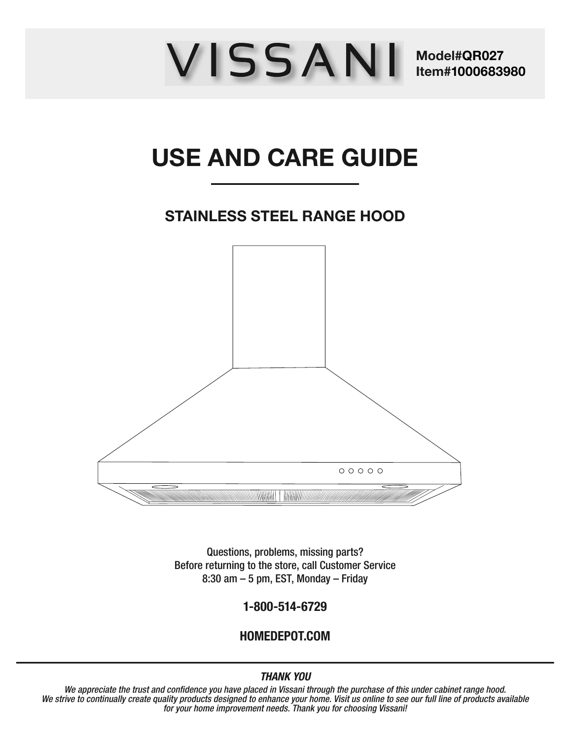# VISSANI

**Model#QR027**
**Item#1000683980**

# USE AND CARE GUIDE

## STAINLESS STEEL RANGE HOOD

Questions, problems, missing parts?
Before returning to the store, call Customer Service
8:30 am – 5 pm, EST, Monday – Friday

**1-800-514-6729**

**HOMEDEPOT.COM**

***THANK YOU***

*We appreciate the trust and confidence you have placed in Vissani through the purchase of this under cabinet range hood. We strive to continually create quality products designed to enhance your home. Visit us online to see our full line of products available for your home improvement needs. Thank you for choosing Vissani!*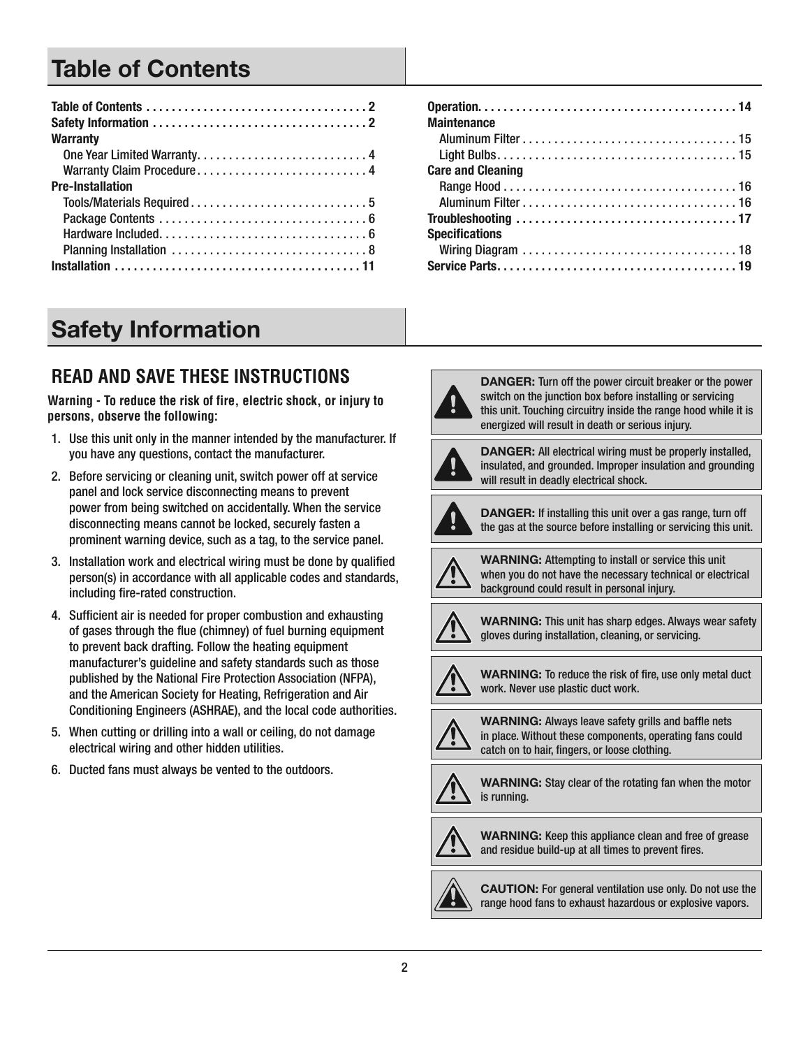# Table of Contents

Table of Contents . . . . . . . . . . . . . . . . . . . . . . . . . . . . . . . . . . 2
Safety Information . . . . . . . . . . . . . . . . . . . . . . . . . . . . . . . . . 2
Warranty
- One Year Limited Warranty. . . . . . . . . . . . . . . . . . . . . . . . . . 4
- Warranty Claim Procedure . . . . . . . . . . . . . . . . . . . . . . . . . . 4

Pre-Installation
- Tools/Materials Required . . . . . . . . . . . . . . . . . . . . . . . . . . . 5
- Package Contents . . . . . . . . . . . . . . . . . . . . . . . . . . . . . . . . 6
- Hardware Included. . . . . . . . . . . . . . . . . . . . . . . . . . . . . . . . 6
- Planning Installation . . . . . . . . . . . . . . . . . . . . . . . . . . . . . . 8

Installation . . . . . . . . . . . . . . . . . . . . . . . . . . . . . . . . . . . . . . 11
Operation. . . . . . . . . . . . . . . . . . . . . . . . . . . . . . . . . . . . . . . . 14
Maintenance
- Aluminum Filter . . . . . . . . . . . . . . . . . . . . . . . . . . . . . . . . . 15
- Light Bulbs. . . . . . . . . . . . . . . . . . . . . . . . . . . . . . . . . . . . . 15

Care and Cleaning
- Range Hood . . . . . . . . . . . . . . . . . . . . . . . . . . . . . . . . . . . . 16
- Aluminum Filter . . . . . . . . . . . . . . . . . . . . . . . . . . . . . . . . . 16

Troubleshooting . . . . . . . . . . . . . . . . . . . . . . . . . . . . . . . . . . 17
Specifications
- Wiring Diagram . . . . . . . . . . . . . . . . . . . . . . . . . . . . . . . . . 18

Service Parts. . . . . . . . . . . . . . . . . . . . . . . . . . . . . . . . . . . . . 19

# Safety Information

## READ AND SAVE THESE INSTRUCTIONS

**Warning - To reduce the risk of fire, electric shock, or injury to persons, observe the following:**

1. Use this unit only in the manner intended by the manufacturer. If you have any questions, contact the manufacturer.
2. Before servicing or cleaning unit, switch power off at service panel and lock service disconnecting means to prevent power from being switched on accidentally. When the service disconnecting means cannot be locked, securely fasten a prominent warning device, such as a tag, to the service panel.
3. Installation work and electrical wiring must be done by qualified person(s) in accordance with all applicable codes and standards, including fire-rated construction.
4. Sufficient air is needed for proper combustion and exhausting of gases through the flue (chimney) of fuel burning equipment to prevent back drafting. Follow the heating equipment manufacturer's guideline and safety standards such as those published by the National Fire Protection Association (NFPA), and the American Society for Heating, Refrigeration and Air Conditioning Engineers (ASHRAE), and the local code authorities.
5. When cutting or drilling into a wall or ceiling, do not damage electrical wiring and other hidden utilities.
6. Ducted fans must always be vented to the outdoors.

**DANGER:** Turn off the power circuit breaker or the power switch on the junction box before installing or servicing this unit. Touching circuitry inside the range hood while it is energized will result in death or serious injury.

**DANGER:** All electrical wiring must be properly installed, insulated, and grounded. Improper insulation and grounding will result in deadly electrical shock.

**DANGER:** If installing this unit over a gas range, turn off the gas at the source before installing or servicing this unit.

**WARNING:** Attempting to install or service this unit when you do not have the necessary technical or electrical background could result in personal injury.

**WARNING:** This unit has sharp edges. Always wear safety gloves during installation, cleaning, or servicing.

**WARNING:** To reduce the risk of fire, use only metal duct work. Never use plastic duct work.

**WARNING:** Always leave safety grills and baffle nets in place. Without these components, operating fans could catch on to hair, fingers, or loose clothing.

**WARNING:** Stay clear of the rotating fan when the motor is running.

**WARNING:** Keep this appliance clean and free of grease and residue build-up at all times to prevent fires.

**CAUTION:** For general ventilation use only. Do not use the range hood fans to exhaust hazardous or explosive vapors.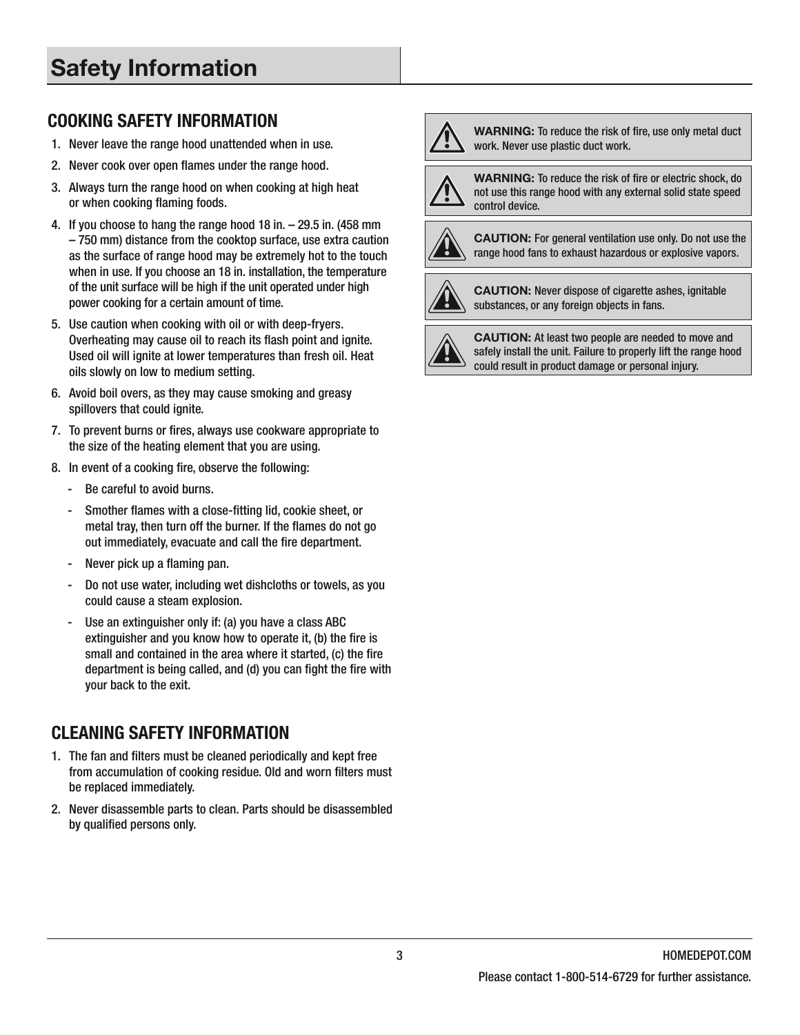# Safety Information

## COOKING SAFETY INFORMATION

1. Never leave the range hood unattended when in use.
2. Never cook over open flames under the range hood.
3. Always turn the range hood on when cooking at high heat or when cooking flaming foods.
4. If you choose to hang the range hood 18 in. – 29.5 in. (458 mm – 750 mm) distance from the cooktop surface, use extra caution as the surface of range hood may be extremely hot to the touch when in use. If you choose an 18 in. installation, the temperature of the unit surface will be high if the unit operated under high power cooking for a certain amount of time.
5. Use caution when cooking with oil or with deep-fryers. Overheating may cause oil to reach its flash point and ignite. Used oil will ignite at lower temperatures than fresh oil. Heat oils slowly on low to medium setting.
6. Avoid boil overs, as they may cause smoking and greasy spillovers that could ignite.
7. To prevent burns or fires, always use cookware appropriate to the size of the heating element that you are using.
8. In event of a cooking fire, observe the following:
   - Be careful to avoid burns.
   - Smother flames with a close-fitting lid, cookie sheet, or metal tray, then turn off the burner. If the flames do not go out immediately, evacuate and call the fire department.
   - Never pick up a flaming pan.
   - Do not use water, including wet dishcloths or towels, as you could cause a steam explosion.
   - Use an extinguisher only if: (a) you have a class ABC extinguisher and you know how to operate it, (b) the fire is small and contained in the area where it started, (c) the fire department is being called, and (d) you can fight the fire with your back to the exit.

## CLEANING SAFETY INFORMATION

1. The fan and filters must be cleaned periodically and kept free from accumulation of cooking residue. Old and worn filters must be replaced immediately.
2. Never disassemble parts to clean. Parts should be disassembled by qualified persons only.

**WARNING:** To reduce the risk of fire, use only metal duct work. Never use plastic duct work.

**WARNING:** To reduce the risk of fire or electric shock, do not use this range hood with any external solid state speed control device.

**CAUTION:** For general ventilation use only. Do not use the range hood fans to exhaust hazardous or explosive vapors.

**CAUTION:** Never dispose of cigarette ashes, ignitable substances, or any foreign objects in fans.

**CAUTION:** At least two people are needed to move and safely install the unit. Failure to properly lift the range hood could result in product damage or personal injury.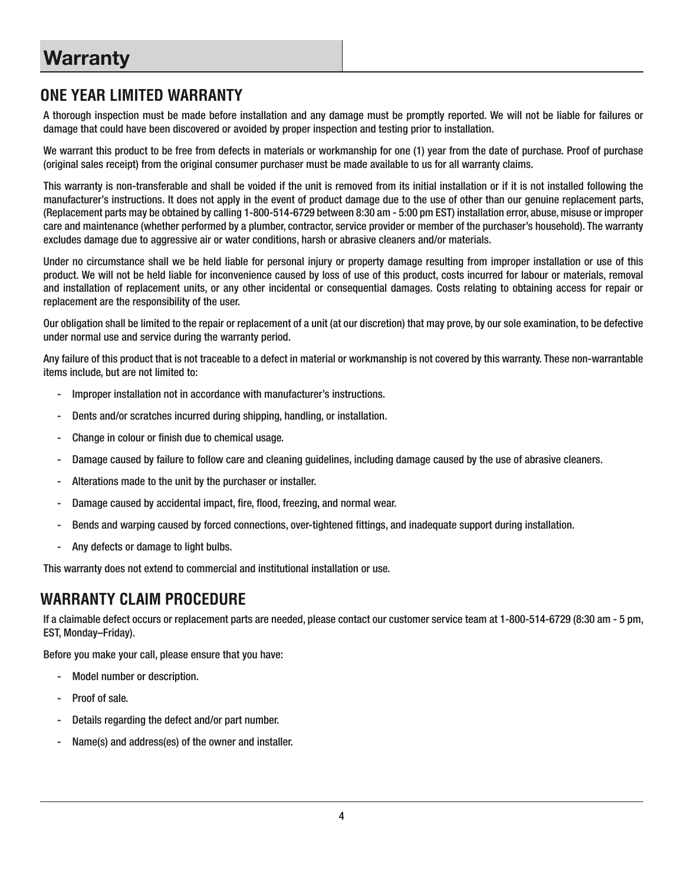# Warranty

## ONE YEAR LIMITED WARRANTY

A thorough inspection must be made before installation and any damage must be promptly reported. We will not be liable for failures or damage that could have been discovered or avoided by proper inspection and testing prior to installation.

We warrant this product to be free from defects in materials or workmanship for one (1) year from the date of purchase. Proof of purchase (original sales receipt) from the original consumer purchaser must be made available to us for all warranty claims.

This warranty is non-transferable and shall be voided if the unit is removed from its initial installation or if it is not installed following the manufacturer's instructions. It does not apply in the event of product damage due to the use of other than our genuine replacement parts, (Replacement parts may be obtained by calling 1-800-514-6729 between 8:30 am - 5:00 pm EST) installation error, abuse, misuse or improper care and maintenance (whether performed by a plumber, contractor, service provider or member of the purchaser's household). The warranty excludes damage due to aggressive air or water conditions, harsh or abrasive cleaners and/or materials.

Under no circumstance shall we be held liable for personal injury or property damage resulting from improper installation or use of this product. We will not be held liable for inconvenience caused by loss of use of this product, costs incurred for labour or materials, removal and installation of replacement units, or any other incidental or consequential damages. Costs relating to obtaining access for repair or replacement are the responsibility of the user.

Our obligation shall be limited to the repair or replacement of a unit (at our discretion) that may prove, by our sole examination, to be defective under normal use and service during the warranty period.

Any failure of this product that is not traceable to a defect in material or workmanship is not covered by this warranty. These non-warrantable items include, but are not limited to:

- Improper installation not in accordance with manufacturer's instructions.
- Dents and/or scratches incurred during shipping, handling, or installation.
- Change in colour or finish due to chemical usage.
- Damage caused by failure to follow care and cleaning guidelines, including damage caused by the use of abrasive cleaners.
- Alterations made to the unit by the purchaser or installer.
- Damage caused by accidental impact, fire, flood, freezing, and normal wear.
- Bends and warping caused by forced connections, over-tightened fittings, and inadequate support during installation.
- Any defects or damage to light bulbs.

This warranty does not extend to commercial and institutional installation or use.

## WARRANTY CLAIM PROCEDURE

If a claimable defect occurs or replacement parts are needed, please contact our customer service team at 1-800-514-6729 (8:30 am - 5 pm, EST, Monday–Friday).

Before you make your call, please ensure that you have:

- Model number or description.
- Proof of sale.
- Details regarding the defect and/or part number.
- Name(s) and address(es) of the owner and installer.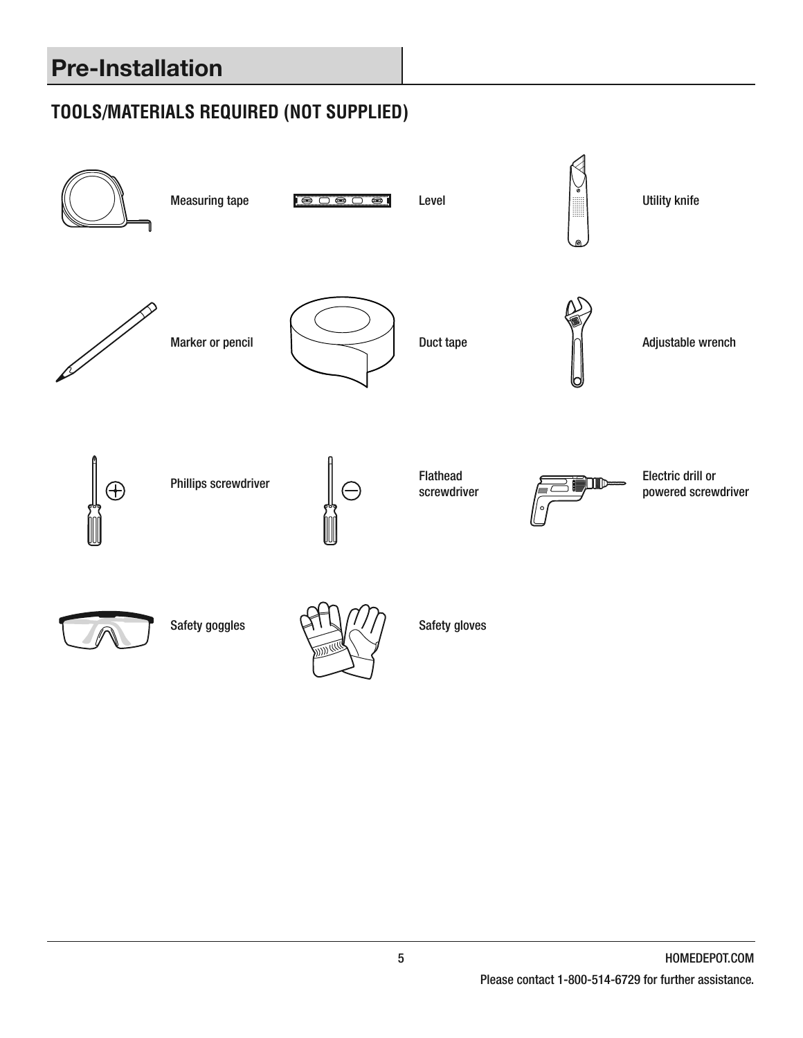# Pre-Installation

## TOOLS/MATERIALS REQUIRED (NOT SUPPLIED)

- Measuring tape
- Level
- Utility knife
- Marker or pencil
- Duct tape
- Adjustable wrench
- Phillips screwdriver
- Flathead screwdriver
- Electric drill or powered screwdriver
- Safety goggles
- Safety gloves

HOMEDEPOT.COM

Please contact 1-800-514-6729 for further assistance.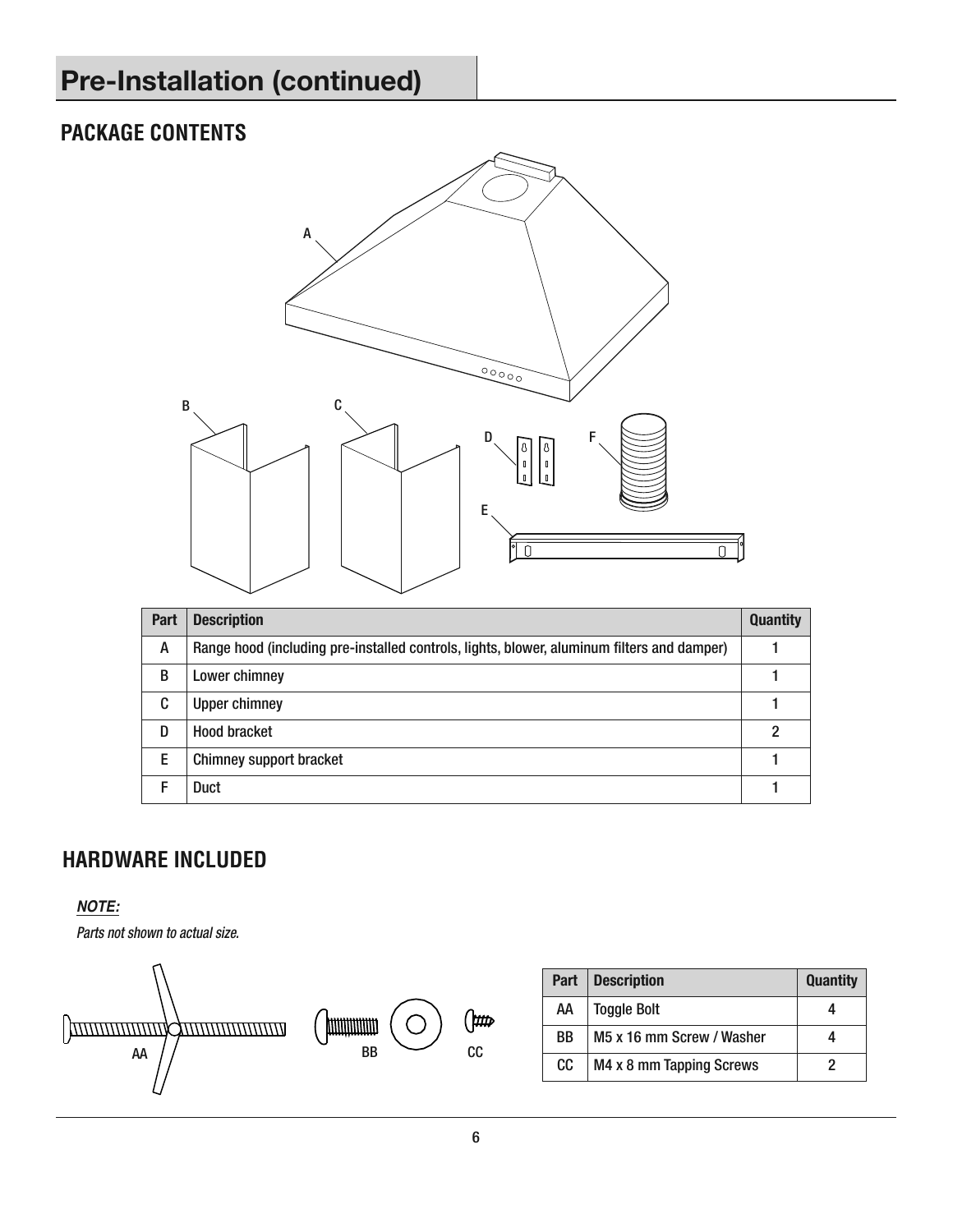# Pre-Installation (continued)

## PACKAGE CONTENTS

| Part | Description | Quantity |
|---|---|---|
| A | Range hood (including pre-installed controls, lights, blower, aluminum filters and damper) | 1 |
| B | Lower chimney | 1 |
| C | Upper chimney | 1 |
| D | Hood bracket | 2 |
| E | Chimney support bracket | 1 |
| F | Duct | 1 |

## HARDWARE INCLUDED

***NOTE:***

*Parts not shown to actual size.*

| Part | Description | Quantity |
|---|---|---|
| AA | Toggle Bolt | 4 |
| BB | M5 x 16 mm Screw / Washer | 4 |
| CC | M4 x 8 mm Tapping Screws | 2 |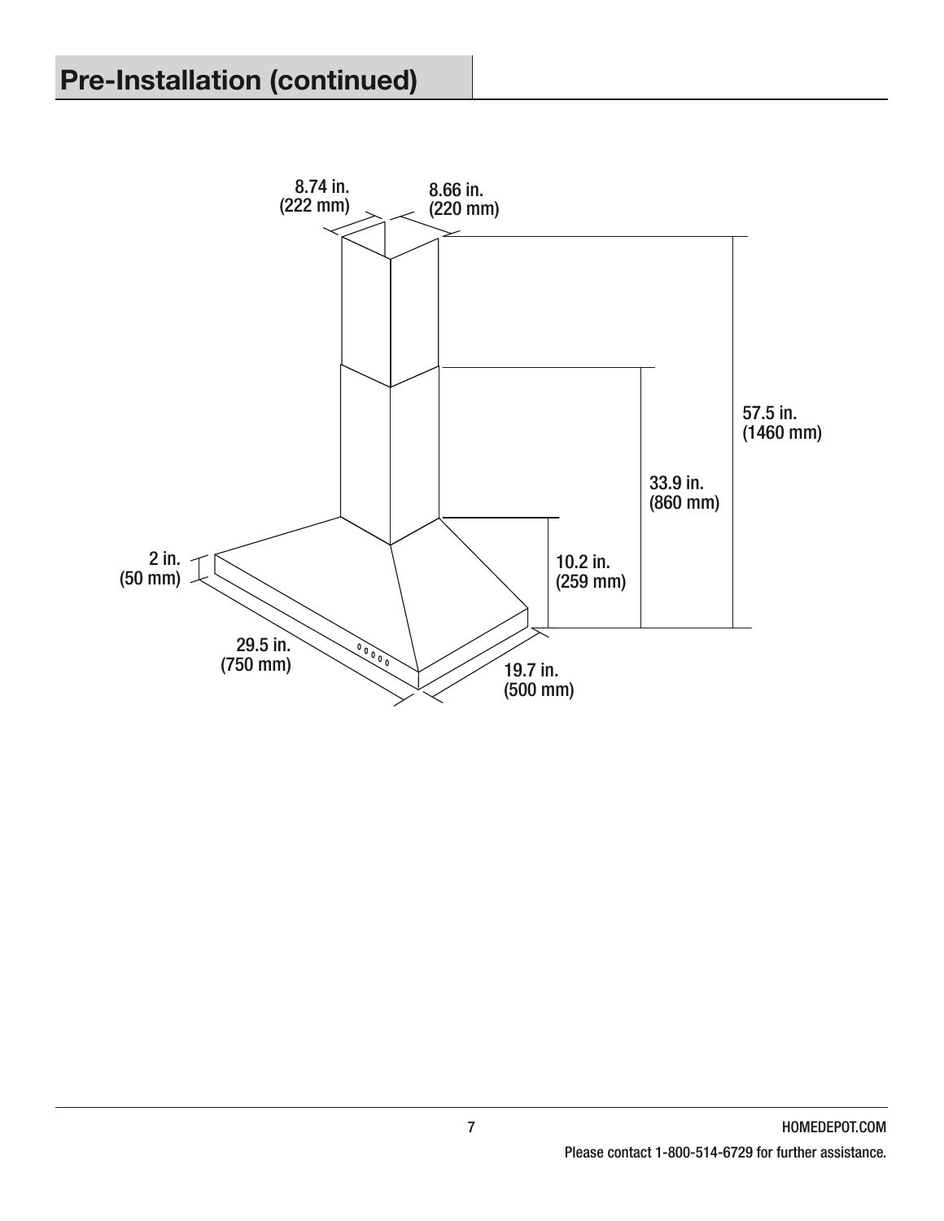## Pre-Installation (continued)

8.74 in.
(222 mm)

8.66 in.
(220 mm)

57.5 in.
(1460 mm)

33.9 in.
(860 mm)

10.2 in.
(259 mm)

2 in.
(50 mm)

29.5 in.
(750 mm)

19.7 in.
(500 mm)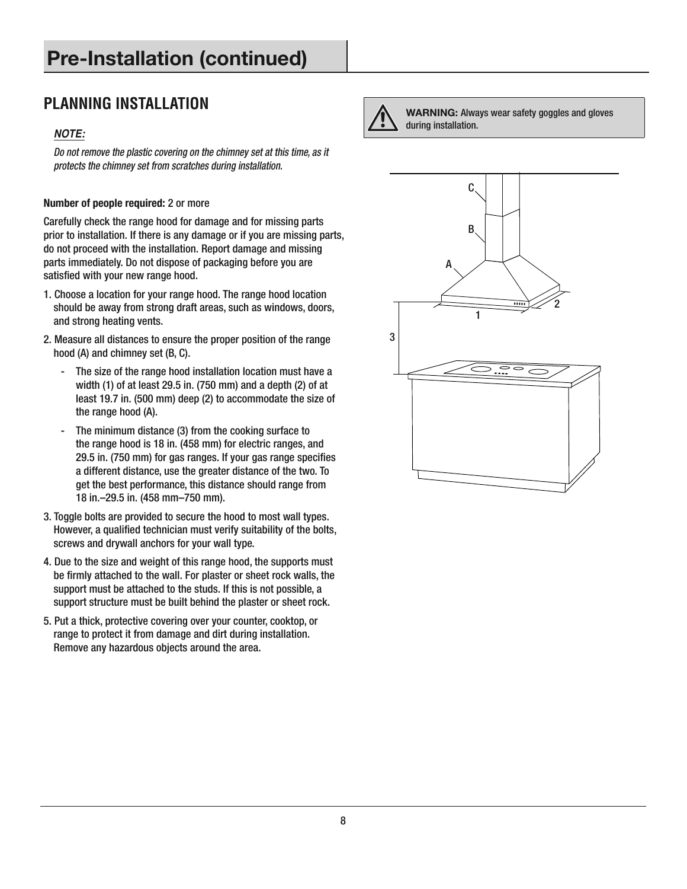# Pre-Installation (continued)

## PLANNING INSTALLATION

***NOTE:***

*Do not remove the plastic covering on the chimney set at this time, as it protects the chimney set from scratches during installation.*

**WARNING:** Always wear safety goggles and gloves during installation.

**Number of people required:** 2 or more

Carefully check the range hood for damage and for missing parts prior to installation. If there is any damage or if you are missing parts, do not proceed with the installation. Report damage and missing parts immediately. Do not dispose of packaging before you are satisfied with your new range hood.

1. Choose a location for your range hood. The range hood location should be away from strong draft areas, such as windows, doors, and strong heating vents.
2. Measure all distances to ensure the proper position of the range hood (A) and chimney set (B, C).
   - The size of the range hood installation location must have a width (1) of at least 29.5 in. (750 mm) and a depth (2) of at least 19.7 in. (500 mm) deep (2) to accommodate the size of the range hood (A).
   - The minimum distance (3) from the cooking surface to the range hood is 18 in. (458 mm) for electric ranges, and 29.5 in. (750 mm) for gas ranges. If your gas range specifies a different distance, use the greater distance of the two. To get the best performance, this distance should range from 18 in.–29.5 in. (458 mm–750 mm).
3. Toggle bolts are provided to secure the hood to most wall types. However, a qualified technician must verify suitability of the bolts, screws and drywall anchors for your wall type.
4. Due to the size and weight of this range hood, the supports must be firmly attached to the wall. For plaster or sheet rock walls, the support must be attached to the studs. If this is not possible, a support structure must be built behind the plaster or sheet rock.
5. Put a thick, protective covering over your counter, cooktop, or range to protect it from damage and dirt during installation. Remove any hazardous objects around the area.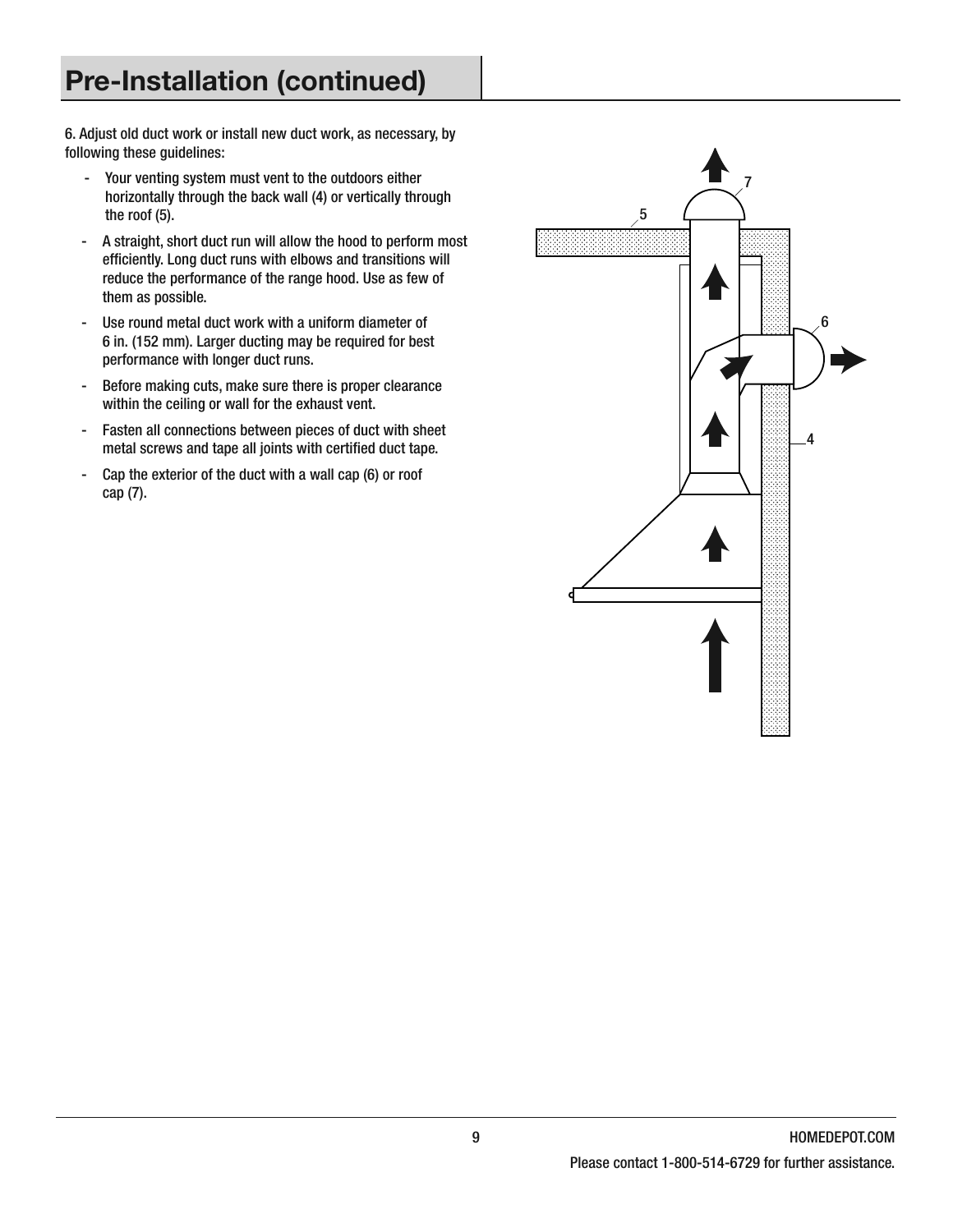# Pre-Installation (continued)

6. Adjust old duct work or install new duct work, as necessary, by following these guidelines:

- Your venting system must vent to the outdoors either horizontally through the back wall (4) or vertically through the roof (5).
- A straight, short duct run will allow the hood to perform most efficiently. Long duct runs with elbows and transitions will reduce the performance of the range hood. Use as few of them as possible.
- Use round metal duct work with a uniform diameter of 6 in. (152 mm). Larger ducting may be required for best performance with longer duct runs.
- Before making cuts, make sure there is proper clearance within the ceiling or wall for the exhaust vent.
- Fasten all connections between pieces of duct with sheet metal screws and tape all joints with certified duct tape.
- Cap the exterior of the duct with a wall cap (6) or roof cap (7).

Please contact 1-800-514-6729 for further assistance.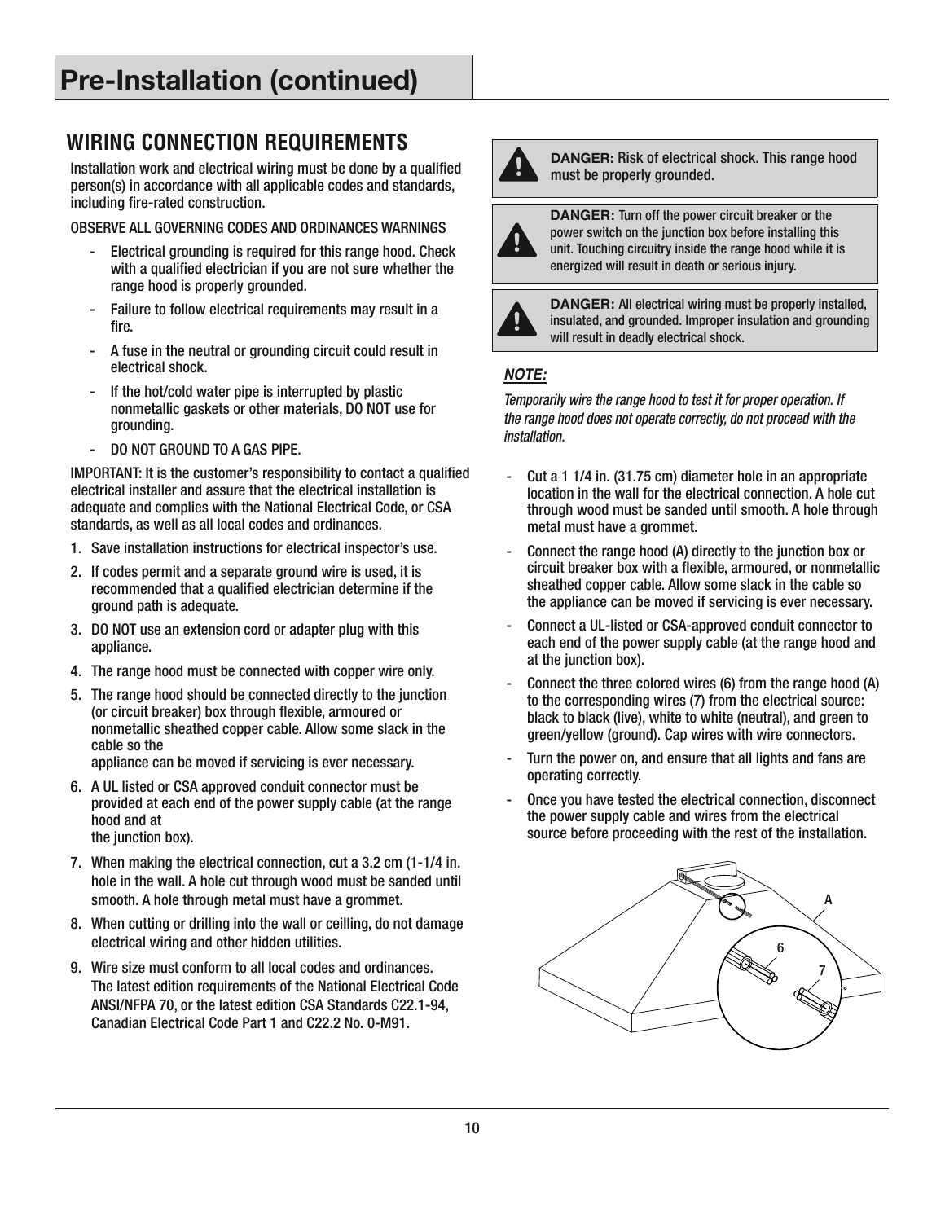# Pre-Installation (continued)

## WIRING CONNECTION REQUIREMENTS

Installation work and electrical wiring must be done by a qualified person(s) in accordance with all applicable codes and standards, including fire-rated construction.

OBSERVE ALL GOVERNING CODES AND ORDINANCES WARNINGS

- Electrical grounding is required for this range hood. Check with a qualified electrician if you are not sure whether the range hood is properly grounded.
- Failure to follow electrical requirements may result in a fire.
- A fuse in the neutral or grounding circuit could result in electrical shock.
- If the hot/cold water pipe is interrupted by plastic nonmetallic gaskets or other materials, DO NOT use for grounding.
- DO NOT GROUND TO A GAS PIPE.

IMPORTANT: It is the customer's responsibility to contact a qualified electrical installer and assure that the electrical installation is adequate and complies with the National Electrical Code, or CSA standards, as well as all local codes and ordinances.

1. Save installation instructions for electrical inspector's use.
2. If codes permit and a separate ground wire is used, it is recommended that a qualified electrician determine if the ground path is adequate.
3. DO NOT use an extension cord or adapter plug with this appliance.
4. The range hood must be connected with copper wire only.
5. The range hood should be connected directly to the junction (or circuit breaker) box through flexible, armoured or nonmetallic sheathed copper cable. Allow some slack in the cable so the appliance can be moved if servicing is ever necessary.
6. A UL listed or CSA approved conduit connector must be provided at each end of the power supply cable (at the range hood and at the junction box).
7. When making the electrical connection, cut a 3.2 cm (1-1/4 in. hole in the wall. A hole cut through wood must be sanded until smooth. A hole through metal must have a grommet.
8. When cutting or drilling into the wall or ceilling, do not damage electrical wiring and other hidden utilities.
9. Wire size must conform to all local codes and ordinances. The latest edition requirements of the National Electrical Code ANSI/NFPA 70, or the latest edition CSA Standards C22.1-94, Canadian Electrical Code Part 1 and C22.2 No. 0-M91.

**DANGER:** Risk of electrical shock. This range hood must be properly grounded.

**DANGER:** Turn off the power circuit breaker or the power switch on the junction box before installing this unit. Touching circuitry inside the range hood while it is energized will result in death or serious injury.

**DANGER:** All electrical wiring must be properly installed, insulated, and grounded. Improper insulation and grounding will result in deadly electrical shock.

***NOTE:***

*Temporarily wire the range hood to test it for proper operation. If the range hood does not operate correctly, do not proceed with the installation.*

- Cut a 1 1/4 in. (31.75 cm) diameter hole in an appropriate location in the wall for the electrical connection. A hole cut through wood must be sanded until smooth. A hole through metal must have a grommet.
- Connect the range hood (A) directly to the junction box or circuit breaker box with a flexible, armoured, or nonmetallic sheathed copper cable. Allow some slack in the cable so the appliance can be moved if servicing is ever necessary.
- Connect a UL-listed or CSA-approved conduit connector to each end of the power supply cable (at the range hood and at the junction box).
- Connect the three colored wires (6) from the range hood (A) to the corresponding wires (7) from the electrical source: black to black (live), white to white (neutral), and green to green/yellow (ground). Cap wires with wire connectors.
- Turn the power on, and ensure that all lights and fans are operating correctly.
- Once you have tested the electrical connection, disconnect the power supply cable and wires from the electrical source before proceeding with the rest of the installation.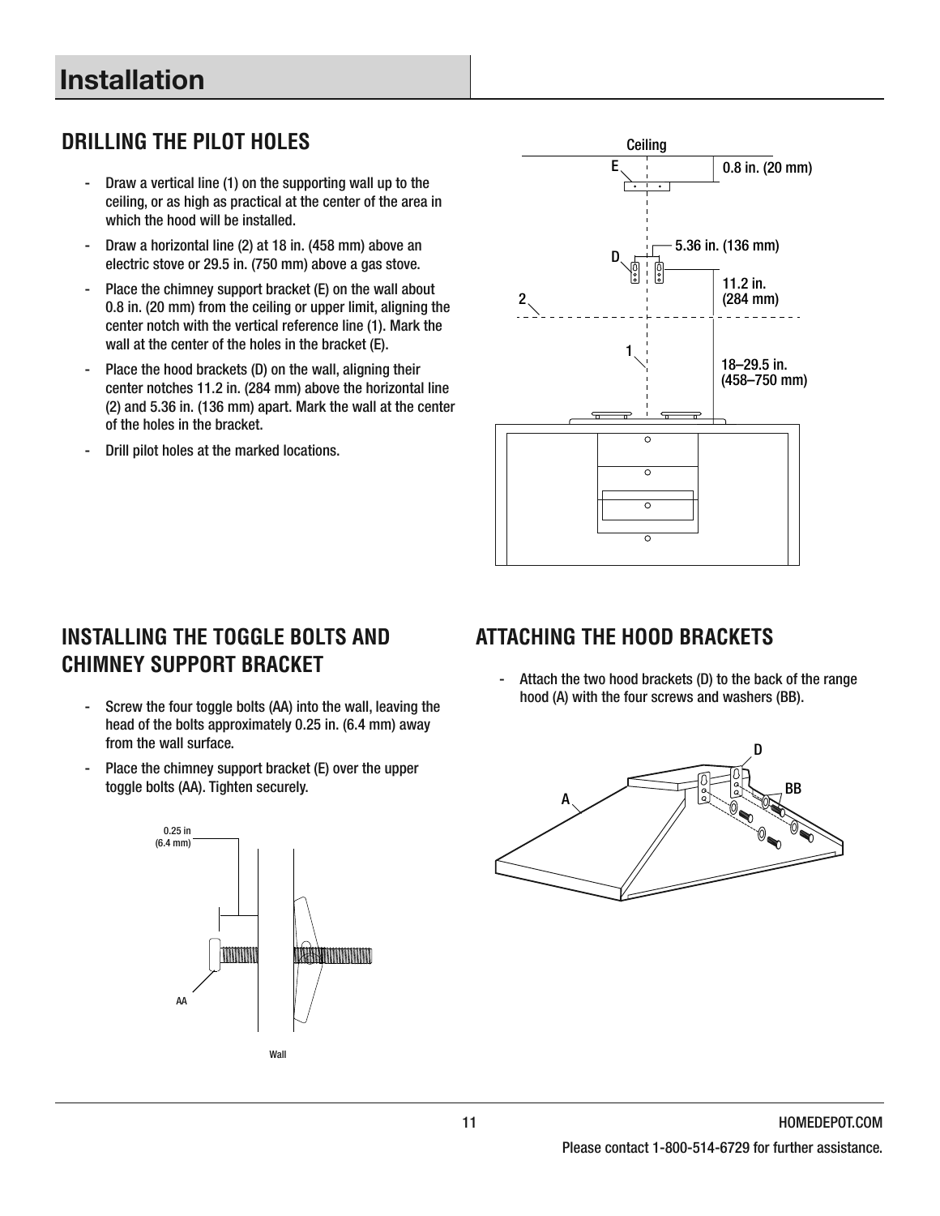# Installation

## DRILLING THE PILOT HOLES

- Draw a vertical line (1) on the supporting wall up to the ceiling, or as high as practical at the center of the area in which the hood will be installed.
- Draw a horizontal line (2) at 18 in. (458 mm) above an electric stove or 29.5 in. (750 mm) above a gas stove.
- Place the chimney support bracket (E) on the wall about 0.8 in. (20 mm) from the ceiling or upper limit, aligning the center notch with the vertical reference line (1). Mark the wall at the center of the holes in the bracket (E).
- Place the hood brackets (D) on the wall, aligning their center notches 11.2 in. (284 mm) above the horizontal line (2) and 5.36 in. (136 mm) apart. Mark the wall at the center of the holes in the bracket.
- Drill pilot holes at the marked locations.

## INSTALLING THE TOGGLE BOLTS AND CHIMNEY SUPPORT BRACKET

- Screw the four toggle bolts (AA) into the wall, leaving the head of the bolts approximately 0.25 in. (6.4 mm) away from the wall surface.
- Place the chimney support bracket (E) over the upper toggle bolts (AA). Tighten securely.

## ATTACHING THE HOOD BRACKETS

- Attach the two hood brackets (D) to the back of the range hood (A) with the four screws and washers (BB).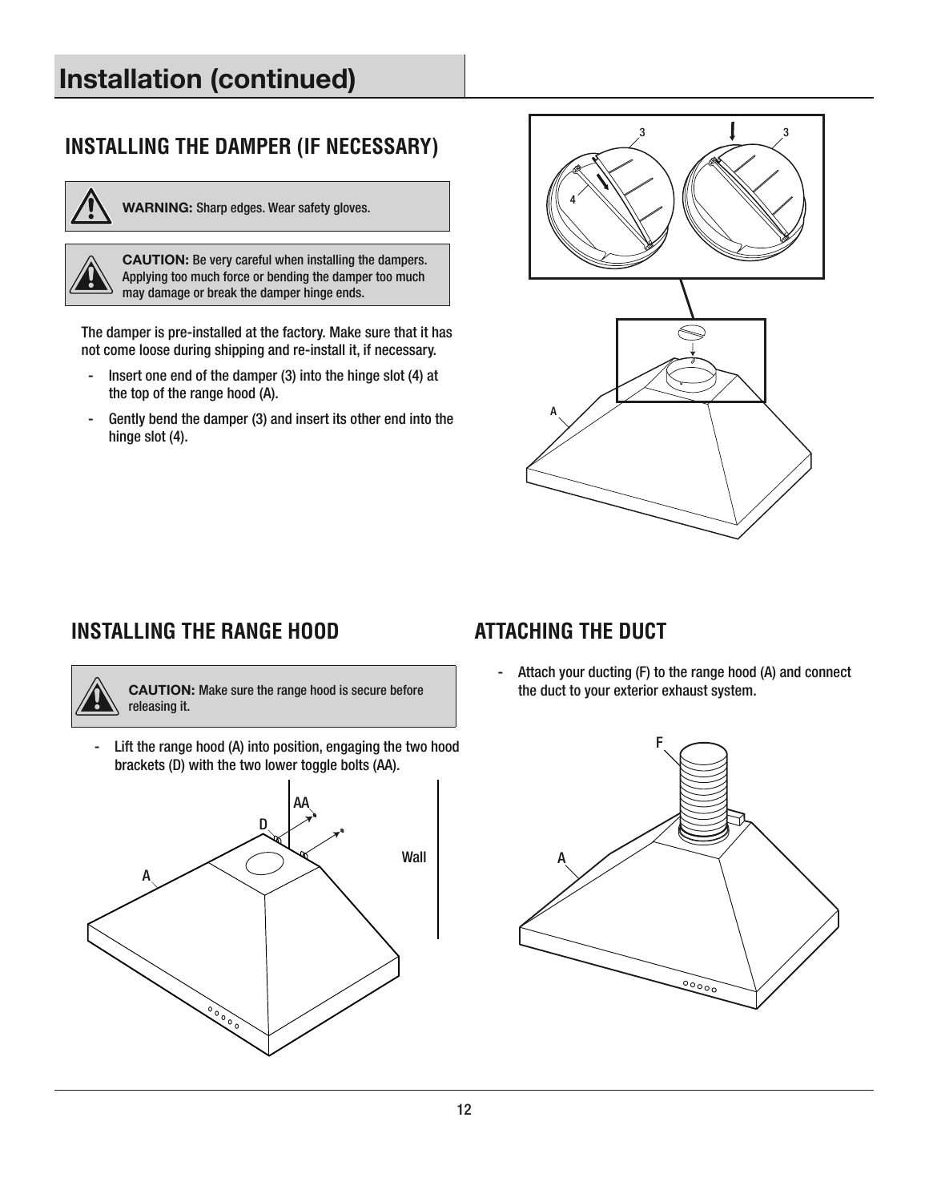# Installation (continued)

## INSTALLING THE DAMPER (IF NECESSARY)

**WARNING:** Sharp edges. Wear safety gloves.

**CAUTION:** Be very careful when installing the dampers. Applying too much force or bending the damper too much may damage or break the damper hinge ends.

The damper is pre-installed at the factory. Make sure that it has not come loose during shipping and re-install it, if necessary.

- Insert one end of the damper (3) into the hinge slot (4) at the top of the range hood (A).
- Gently bend the damper (3) and insert its other end into the hinge slot (4).

## INSTALLING THE RANGE HOOD

**CAUTION:** Make sure the range hood is secure before releasing it.

- Lift the range hood (A) into position, engaging the two hood brackets (D) with the two lower toggle bolts (AA).

## ATTACHING THE DUCT

- Attach your ducting (F) to the range hood (A) and connect the duct to your exterior exhaust system.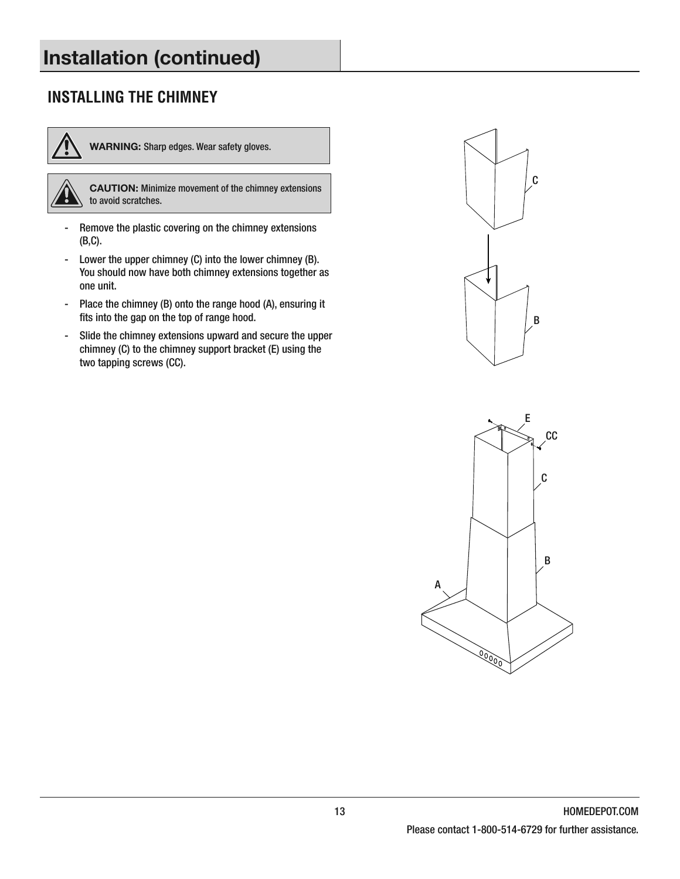# Installation (continued)

## INSTALLING THE CHIMNEY

**WARNING:** Sharp edges. Wear safety gloves.

**CAUTION:** Minimize movement of the chimney extensions to avoid scratches.

- Remove the plastic covering on the chimney extensions (B,C).
- Lower the upper chimney (C) into the lower chimney (B). You should now have both chimney extensions together as one unit.
- Place the chimney (B) onto the range hood (A), ensuring it fits into the gap on the top of range hood.
- Slide the chimney extensions upward and secure the upper chimney (C) to the chimney support bracket (E) using the two tapping screws (CC).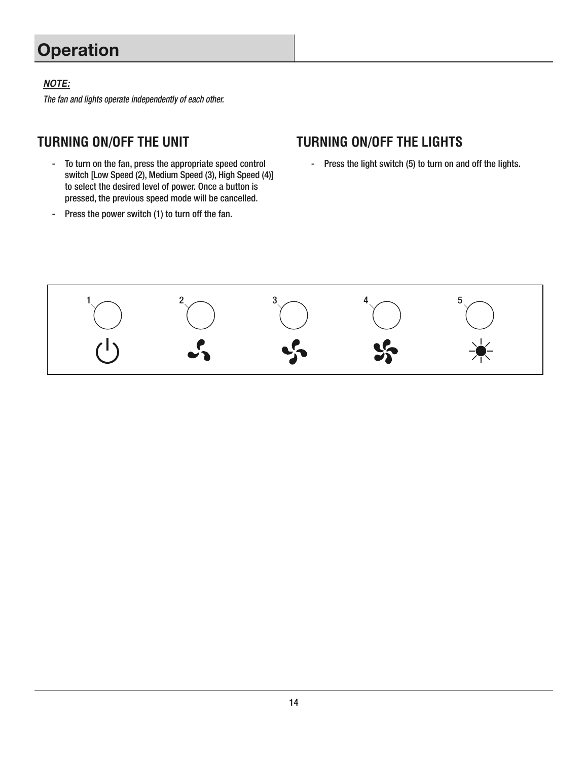# Operation

***NOTE:***

*The fan and lights operate independently of each other.*

## TURNING ON/OFF THE UNIT

- To turn on the fan, press the appropriate speed control switch [Low Speed (2), Medium Speed (3), High Speed (4)] to select the desired level of power. Once a button is pressed, the previous speed mode will be cancelled.
- Press the power switch (1) to turn off the fan.

## TURNING ON/OFF THE LIGHTS

- Press the light switch (5) to turn on and off the lights.

1 2 3 4 5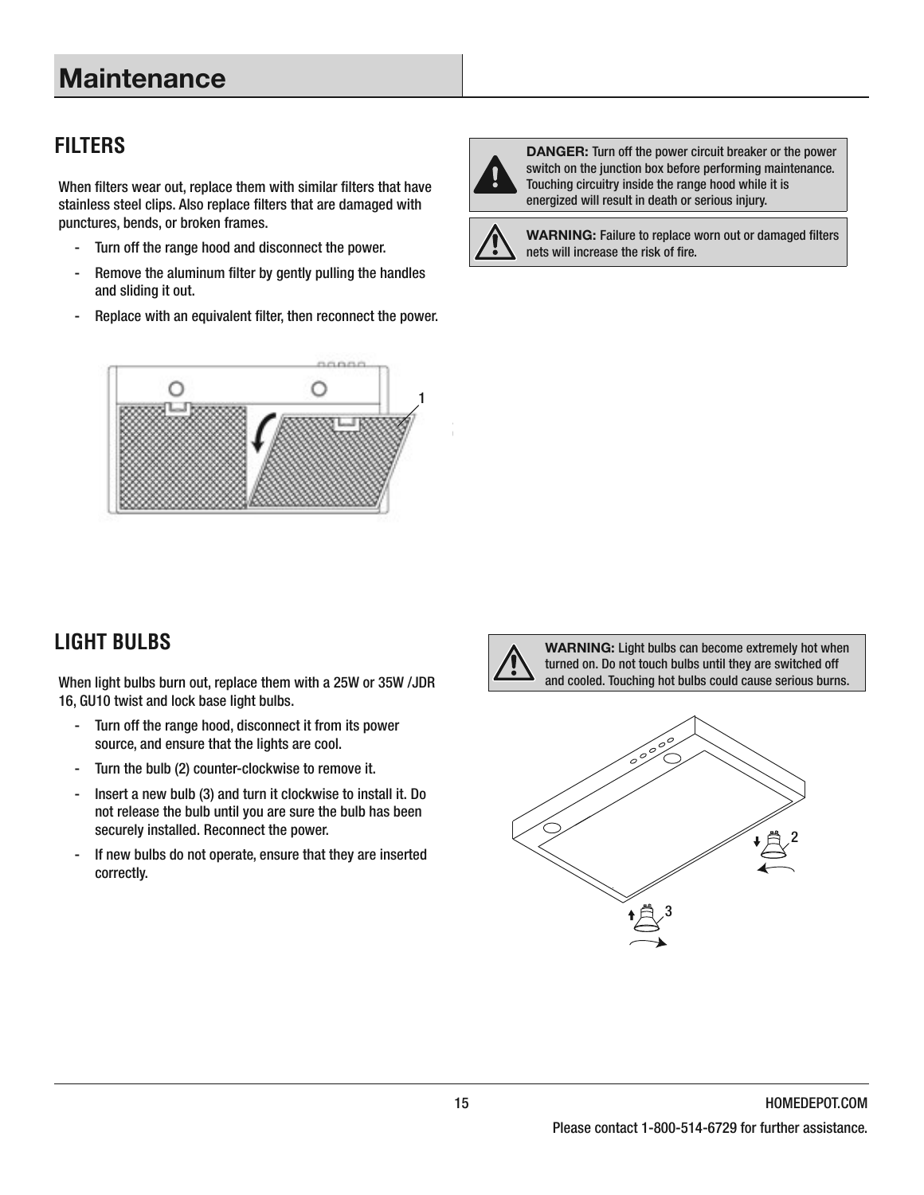# Maintenance

## FILTERS

When filters wear out, replace them with similar filters that have stainless steel clips. Also replace filters that are damaged with punctures, bends, or broken frames.

- Turn off the range hood and disconnect the power.
- Remove the aluminum filter by gently pulling the handles and sliding it out.
- Replace with an equivalent filter, then reconnect the power.

**DANGER:** Turn off the power circuit breaker or the power switch on the junction box before performing maintenance. Touching circuitry inside the range hood while it is energized will result in death or serious injury.

**WARNING:** Failure to replace worn out or damaged filters nets will increase the risk of fire.

## LIGHT BULBS

When light bulbs burn out, replace them with a 25W or 35W /JDR 16, GU10 twist and lock base light bulbs.

- Turn off the range hood, disconnect it from its power source, and ensure that the lights are cool.
- Turn the bulb (2) counter-clockwise to remove it.
- Insert a new bulb (3) and turn it clockwise to install it. Do not release the bulb until you are sure the bulb has been securely installed. Reconnect the power.
- If new bulbs do not operate, ensure that they are inserted correctly.

**WARNING:** Light bulbs can become extremely hot when turned on. Do not touch bulbs until they are switched off and cooled. Touching hot bulbs could cause serious burns.

Please contact 1-800-514-6729 for further assistance.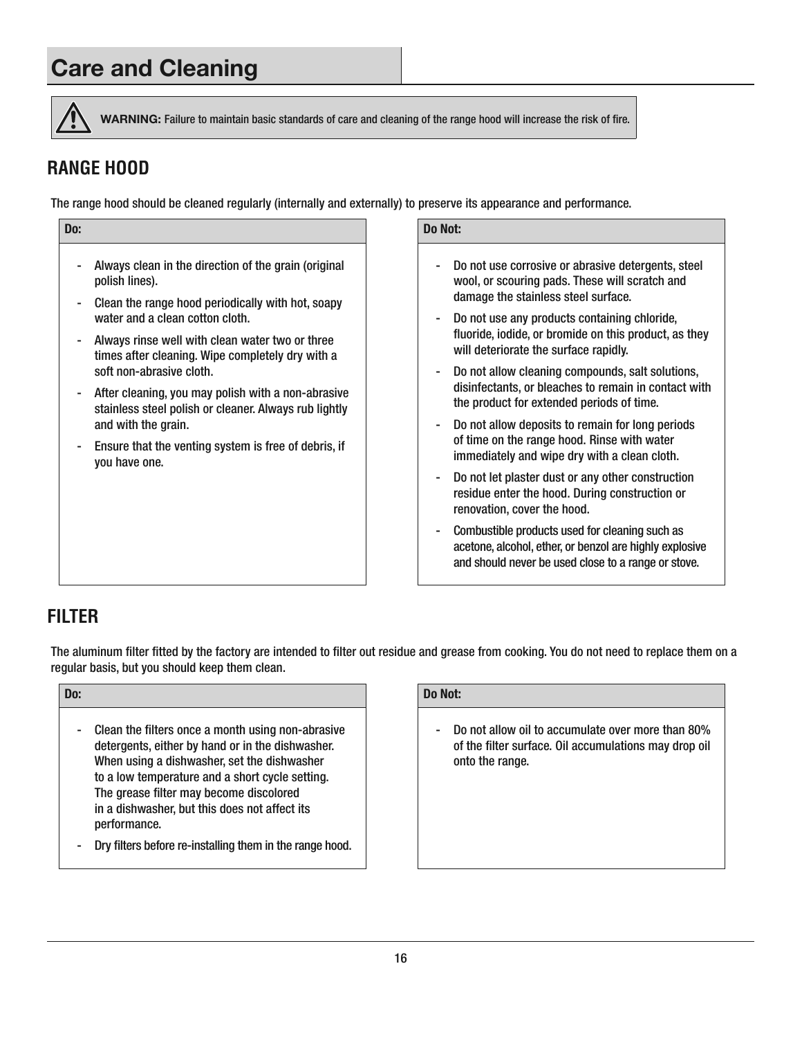# Care and Cleaning

**WARNING:** Failure to maintain basic standards of care and cleaning of the range hood will increase the risk of fire.

## RANGE HOOD

The range hood should be cleaned regularly (internally and externally) to preserve its appearance and performance.

**Do:**

- Always clean in the direction of the grain (original polish lines).
- Clean the range hood periodically with hot, soapy water and a clean cotton cloth.
- Always rinse well with clean water two or three times after cleaning. Wipe completely dry with a soft non-abrasive cloth.
- After cleaning, you may polish with a non-abrasive stainless steel polish or cleaner. Always rub lightly and with the grain.
- Ensure that the venting system is free of debris, if you have one.

**Do Not:**

- Do not use corrosive or abrasive detergents, steel wool, or scouring pads. These will scratch and damage the stainless steel surface.
- Do not use any products containing chloride, fluoride, iodide, or bromide on this product, as they will deteriorate the surface rapidly.
- Do not allow cleaning compounds, salt solutions, disinfectants, or bleaches to remain in contact with the product for extended periods of time.
- Do not allow deposits to remain for long periods of time on the range hood. Rinse with water immediately and wipe dry with a clean cloth.
- Do not let plaster dust or any other construction residue enter the hood. During construction or renovation, cover the hood.
- Combustible products used for cleaning such as acetone, alcohol, ether, or benzol are highly explosive and should never be used close to a range or stove.

## FILTER

The aluminum filter fitted by the factory are intended to filter out residue and grease from cooking. You do not need to replace them on a regular basis, but you should keep them clean.

**Do:**

- Clean the filters once a month using non-abrasive detergents, either by hand or in the dishwasher. When using a dishwasher, set the dishwasher to a low temperature and a short cycle setting. The grease filter may become discolored in a dishwasher, but this does not affect its performance.
- Dry filters before re-installing them in the range hood.

**Do Not:**

- Do not allow oil to accumulate over more than 80% of the filter surface. Oil accumulations may drop oil onto the range.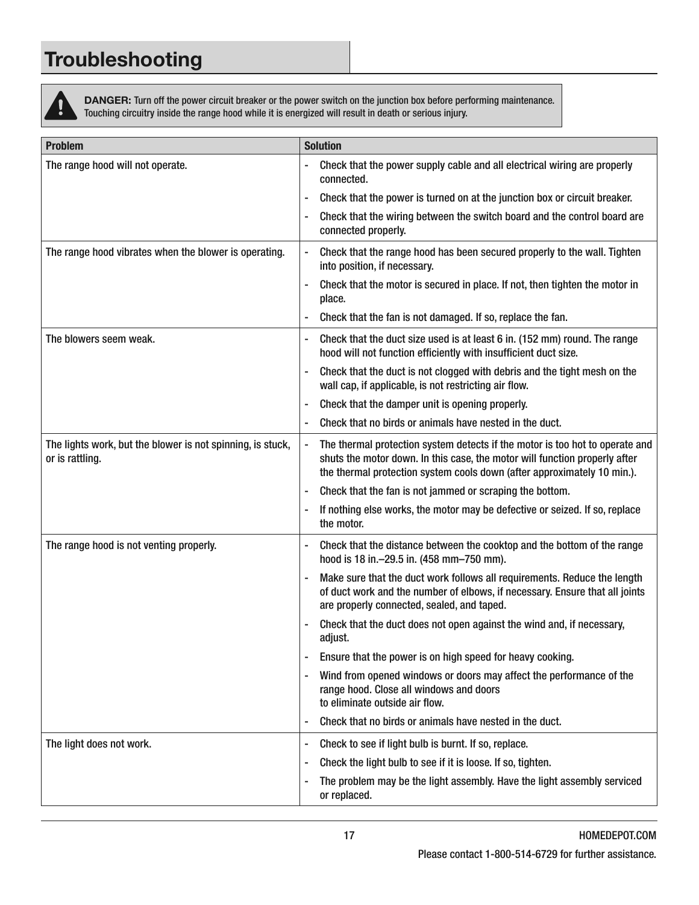# Troubleshooting

**DANGER:** Turn off the power circuit breaker or the power switch on the junction box before performing maintenance. Touching circuitry inside the range hood while it is energized will result in death or serious injury.

| Problem | Solution |
| --- | --- |
| The range hood will not operate. | - Check that the power supply cable and all electrical wiring are properly connected.<br>- Check that the power is turned on at the junction box or circuit breaker.<br>- Check that the wiring between the switch board and the control board are connected properly. |
| The range hood vibrates when the blower is operating. | - Check that the range hood has been secured properly to the wall. Tighten into position, if necessary.<br>- Check that the motor is secured in place. If not, then tighten the motor in place.<br>- Check that the fan is not damaged. If so, replace the fan. |
| The blowers seem weak. | - Check that the duct size used is at least 6 in. (152 mm) round. The range hood will not function efficiently with insufficient duct size.<br>- Check that the duct is not clogged with debris and the tight mesh on the wall cap, if applicable, is not restricting air flow.<br>- Check that the damper unit is opening properly.<br>- Check that no birds or animals have nested in the duct. |
| The lights work, but the blower is not spinning, is stuck, or is rattling. | - The thermal protection system detects if the motor is too hot to operate and shuts the motor down. In this case, the motor will function properly after the thermal protection system cools down (after approximately 10 min.).<br>- Check that the fan is not jammed or scraping the bottom.<br>- If nothing else works, the motor may be defective or seized. If so, replace the motor. |
| The range hood is not venting properly. | - Check that the distance between the cooktop and the bottom of the range hood is 18 in.–29.5 in. (458 mm–750 mm).<br>- Make sure that the duct work follows all requirements. Reduce the length of duct work and the number of elbows, if necessary. Ensure that all joints are properly connected, sealed, and taped.<br>- Check that the duct does not open against the wind and, if necessary, adjust.<br>- Ensure that the power is on high speed for heavy cooking.<br>- Wind from opened windows or doors may affect the performance of the range hood. Close all windows and doors to eliminate outside air flow.<br>- Check that no birds or animals have nested in the duct. |
| The light does not work. | - Check to see if light bulb is burnt. If so, replace.<br>- Check the light bulb to see if it is loose. If so, tighten.<br>- The problem may be the light assembly. Have the light assembly serviced or replaced. |

Please contact 1-800-514-6729 for further assistance.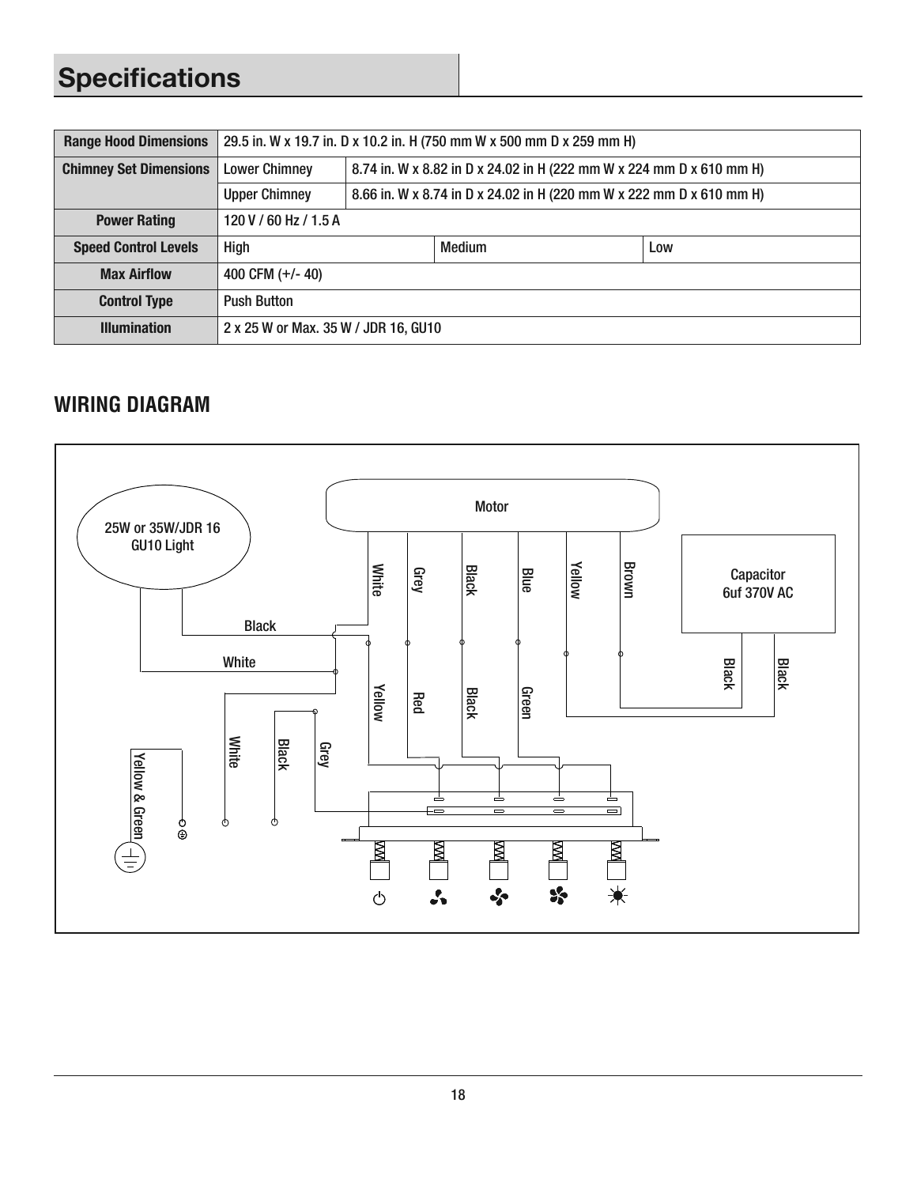# Specifications

| Range Hood Dimensions | 29.5 in. W x 19.7 in. D x 10.2 in. H (750 mm W x 500 mm D x 259 mm H) | |
|---|---|---|
| Chimney Set Dimensions | Lower Chimney | 8.74 in. W x 8.82 in D x 24.02 in H (222 mm W x 224 mm D x 610 mm H) |
| | Upper Chimney | 8.66 in. W x 8.74 in D x 24.02 in H (220 mm W x 222 mm D x 610 mm H) |
| Power Rating | 120 V / 60 Hz / 1.5 A | |
| Speed Control Levels | High | Medium | Low |
| Max Airflow | 400 CFM (+/- 40) | |
| Control Type | Push Button | |
| Illumination | 2 x 25 W or Max. 35 W / JDR 16, GU10 | |

## WIRING DIAGRAM

Motor

25W or 35W/JDR 16 GU10 Light

Capacitor 6uf 370V AC

White, Grey, Black, Blue, Yellow, Brown

Black, White

Yellow, Red, Black, Green

Black, Black

White, Black, Grey

Yellow & Green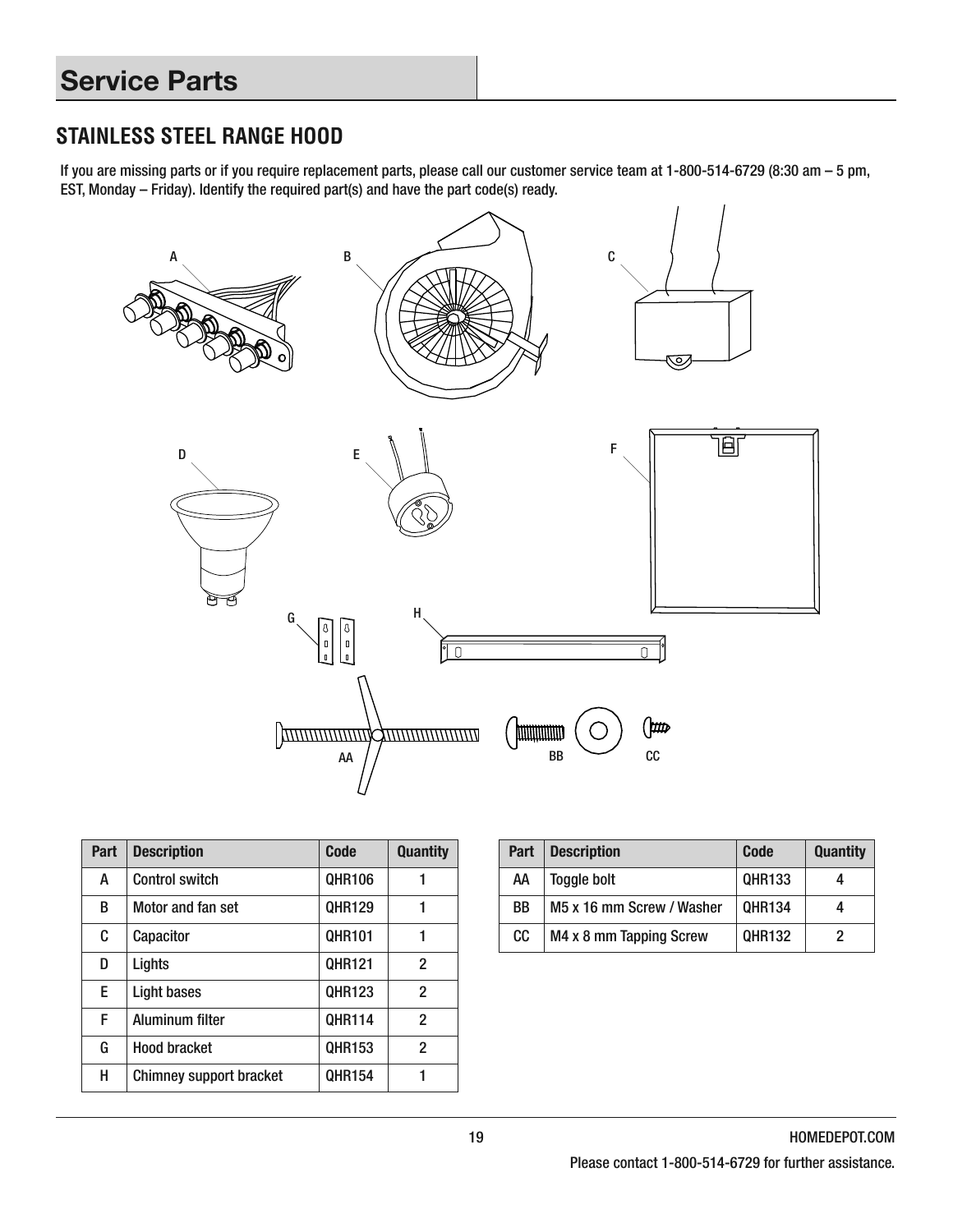# Service Parts

## STAINLESS STEEL RANGE HOOD

If you are missing parts or if you require replacement parts, please call our customer service team at 1-800-514-6729 (8:30 am – 5 pm, EST, Monday – Friday). Identify the required part(s) and have the part code(s) ready.

| Part | Description | Code | Quantity |
|---|---|---|---|
| A | Control switch | QHR106 | 1 |
| B | Motor and fan set | QHR129 | 1 |
| C | Capacitor | QHR101 | 1 |
| D | Lights | QHR121 | 2 |
| E | Light bases | QHR123 | 2 |
| F | Aluminum filter | QHR114 | 2 |
| G | Hood bracket | QHR153 | 2 |
| H | Chimney support bracket | QHR154 | 1 |

| Part | Description | Code | Quantity |
|---|---|---|---|
| AA | Toggle bolt | QHR133 | 4 |
| BB | M5 x 16 mm Screw / Washer | QHR134 | 4 |
| CC | M4 x 8 mm Tapping Screw | QHR132 | 2 |

Please contact 1-800-514-6729 for further assistance.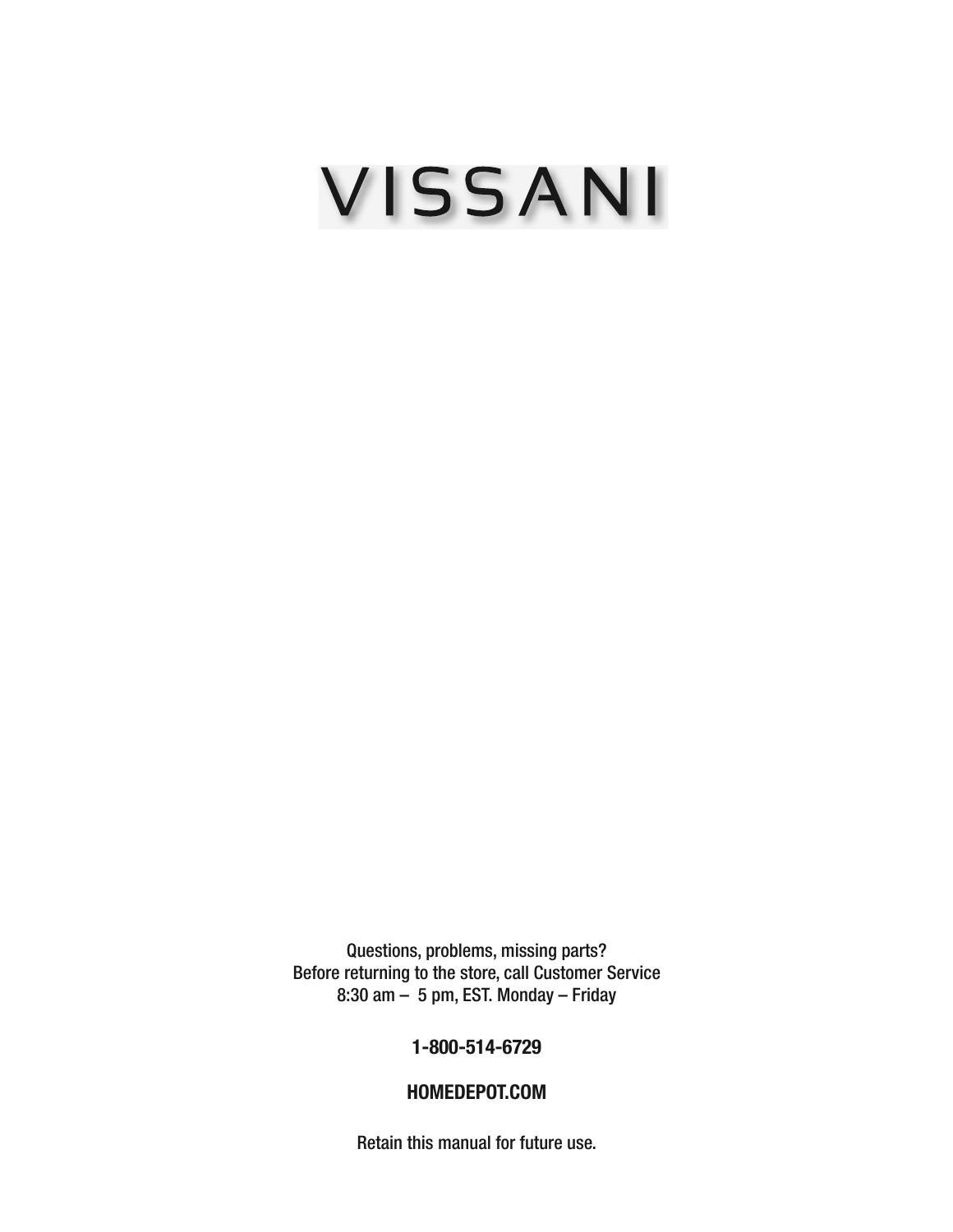# VISSANI

Questions, problems, missing parts?
Before returning to the store, call Customer Service
8:30 am – 5 pm, EST. Monday – Friday

**1-800-514-6729**

**HOMEDEPOT.COM**

Retain this manual for future use.